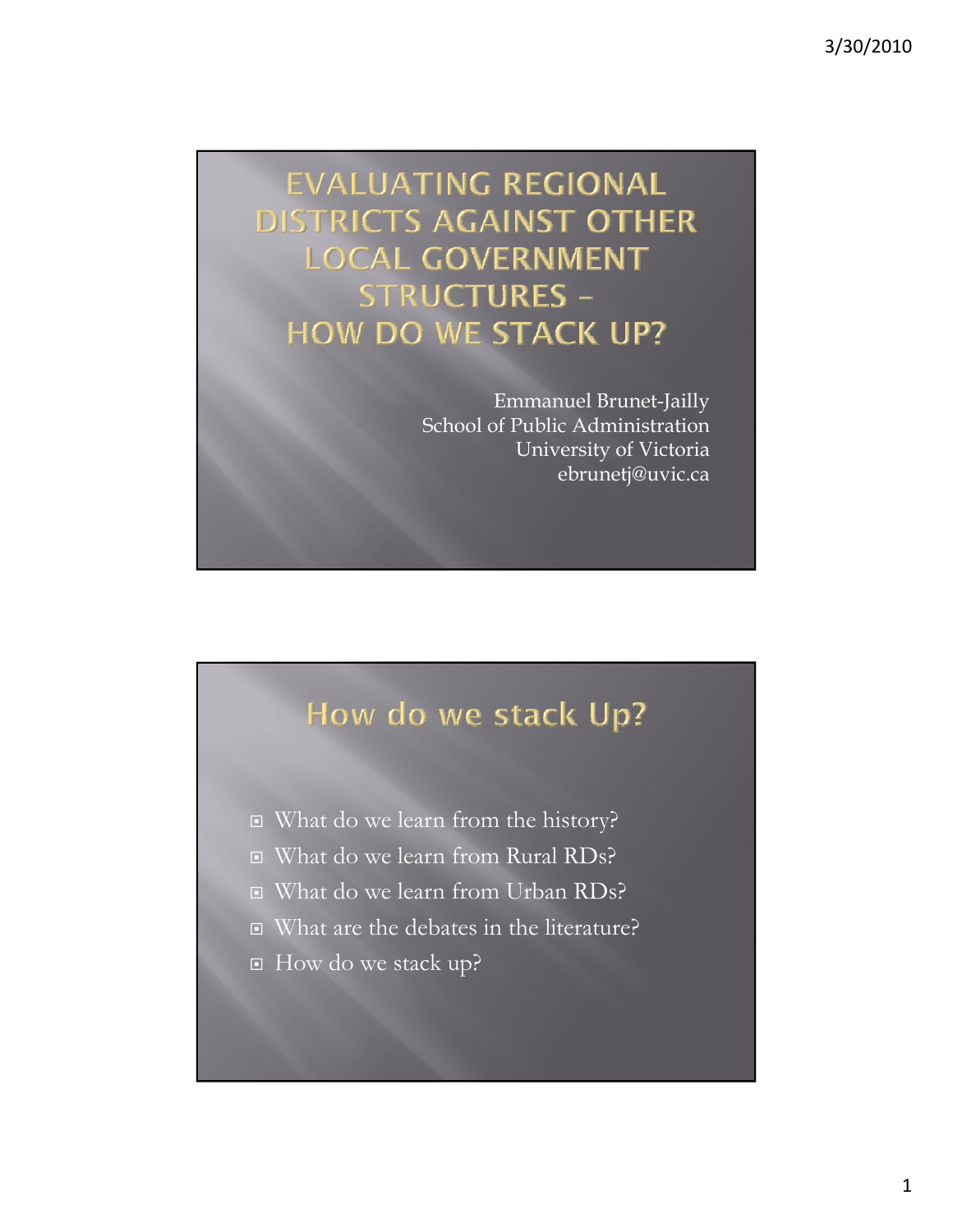# EVALUATING REGIONAL DISTRICTS AGAINST OTHER LOCAL GOVERNMENT STRUCTURES – HOW DO WE STACK UP?

Emmanuel Brunet-Jailly
School of Public Administration
University of Victoria
ebrunetj@uvic.ca

## How do we stack Up?

- What do we learn from the history?
- What do we learn from Rural RDs?
- What do we learn from Urban RDs?
- What are the debates in the literature?
- How do we stack up?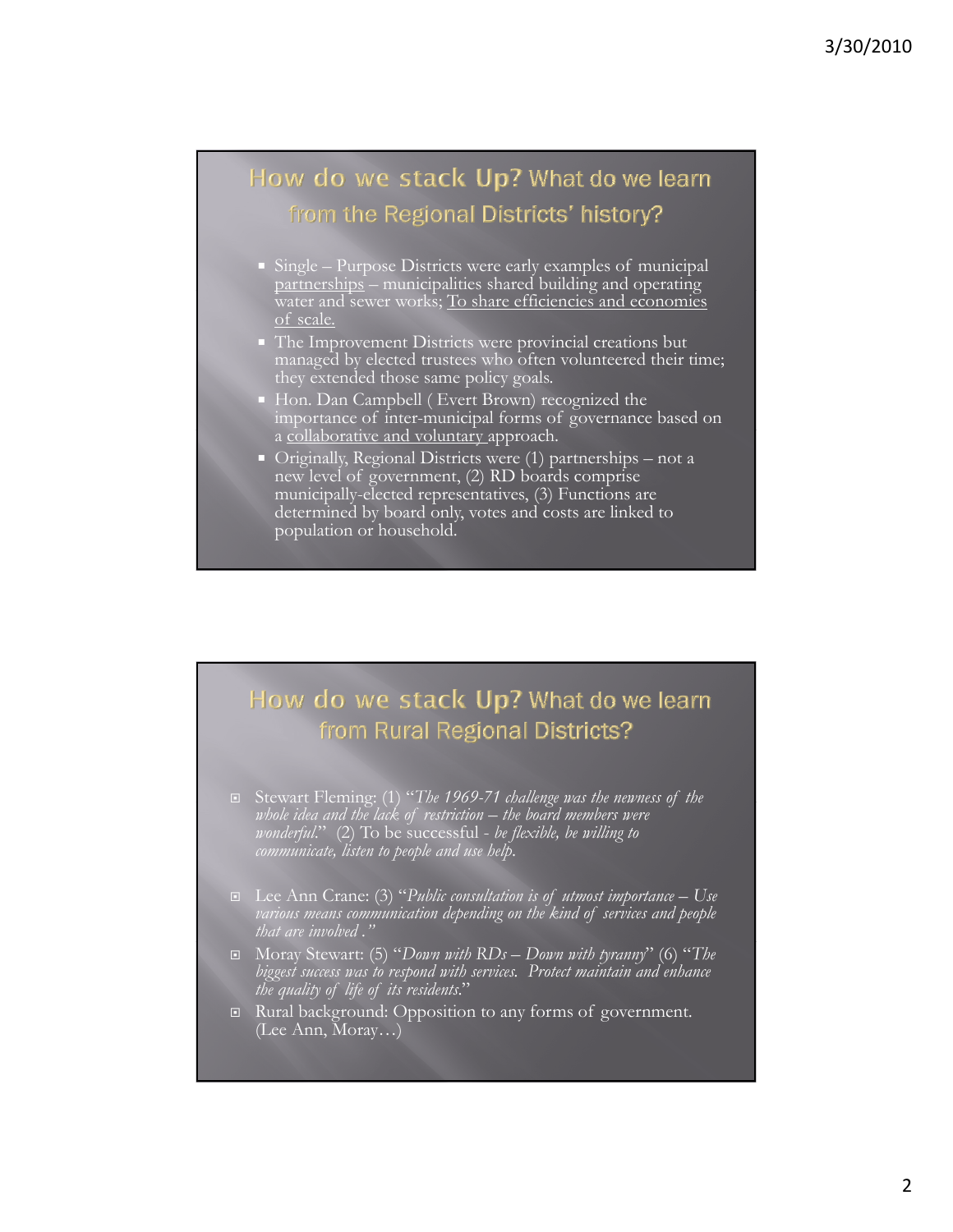## How do we stack Up? What do we learn from the Regional Districts' history?

- Single – Purpose Districts were early examples of municipal partnerships – municipalities shared building and operating water and sewer works; To share efficiencies and economies of scale.
- The Improvement Districts were provincial creations but managed by elected trustees who often volunteered their time; they extended those same policy goals.
- Hon. Dan Campbell ( Evert Brown) recognized the importance of inter-municipal forms of governance based on a collaborative and voluntary approach.
- Originally, Regional Districts were (1) partnerships – not a new level of government, (2) RD boards comprise municipally-elected representatives, (3) Functions are determined by board only, votes and costs are linked to population or household.

## How do we stack Up? What do we learn from Rural Regional Districts?

- Stewart Fleming: (1) "*The 1969-71 challenge was the newness of the whole idea and the lack of restriction – the board members were wonderful.*" (2) To be successful - *be flexible, be willing to communicate, listen to people and use help.*
- Lee Ann Crane: (3) "*Public consultation is of utmost importance – Use various means communication depending on the kind of services and people that are involved .*"
- Moray Stewart: (5) "*Down with RDs – Down with tyranny*" (6) "*The biggest success was to respond with services. Protect maintain and enhance the quality of life of its residents.*"
- Rural background: Opposition to any forms of government. (Lee Ann, Moray…)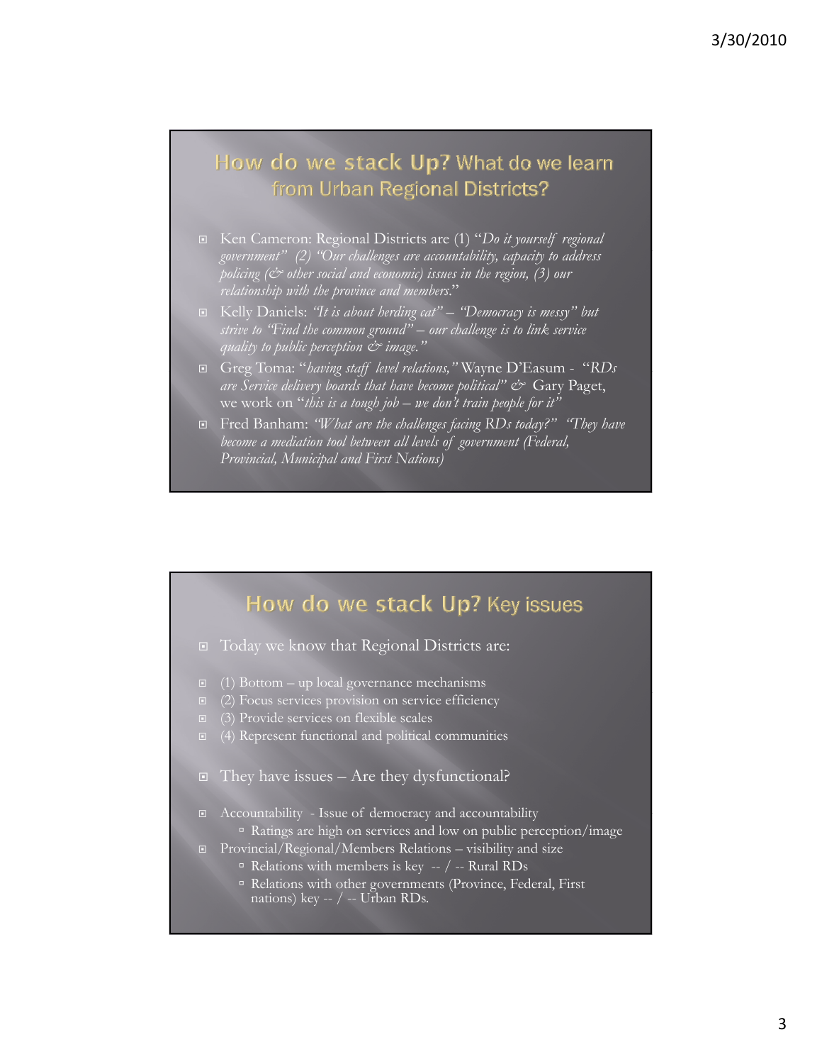## How do we stack Up? What do we learn from Urban Regional Districts?

- Ken Cameron: Regional Districts are (1) "*Do it yourself regional government*" (2) *"Our challenges are accountability, capacity to address policing (& other social and economic) issues in the region, (3) our relationship with the province and members.*"
- Kelly Daniels: *"It is about herding cat" – "Democracy is messy" but strive to "Find the common ground" – our challenge is to link service quality to public perception & image."*
- Greg Toma: "*having staff level relations,"* Wayne D'Easum - "*RDs are Service delivery boards that have become political" &* Gary Paget, we work on "*this is a tough job – we don't train people for it"*
- Fred Banham: *"What are the challenges facing RDs today?" "They have become a mediation tool between all levels of government (Federal, Provincial, Municipal and First Nations)*

## How do we stack Up? Key issues

- Today we know that Regional Districts are:
- (1) Bottom – up local governance mechanisms
- (2) Focus services provision on service efficiency
- (3) Provide services on flexible scales
- (4) Represent functional and political communities
- They have issues – Are they dysfunctional?
- Accountability - Issue of democracy and accountability
  - Ratings are high on services and low on public perception/image
- Provincial/Regional/Members Relations – visibility and size
  - Relations with members is key -- / -- Rural RDs
  - Relations with other governments (Province, Federal, First nations) key -- / -- Urban RDs.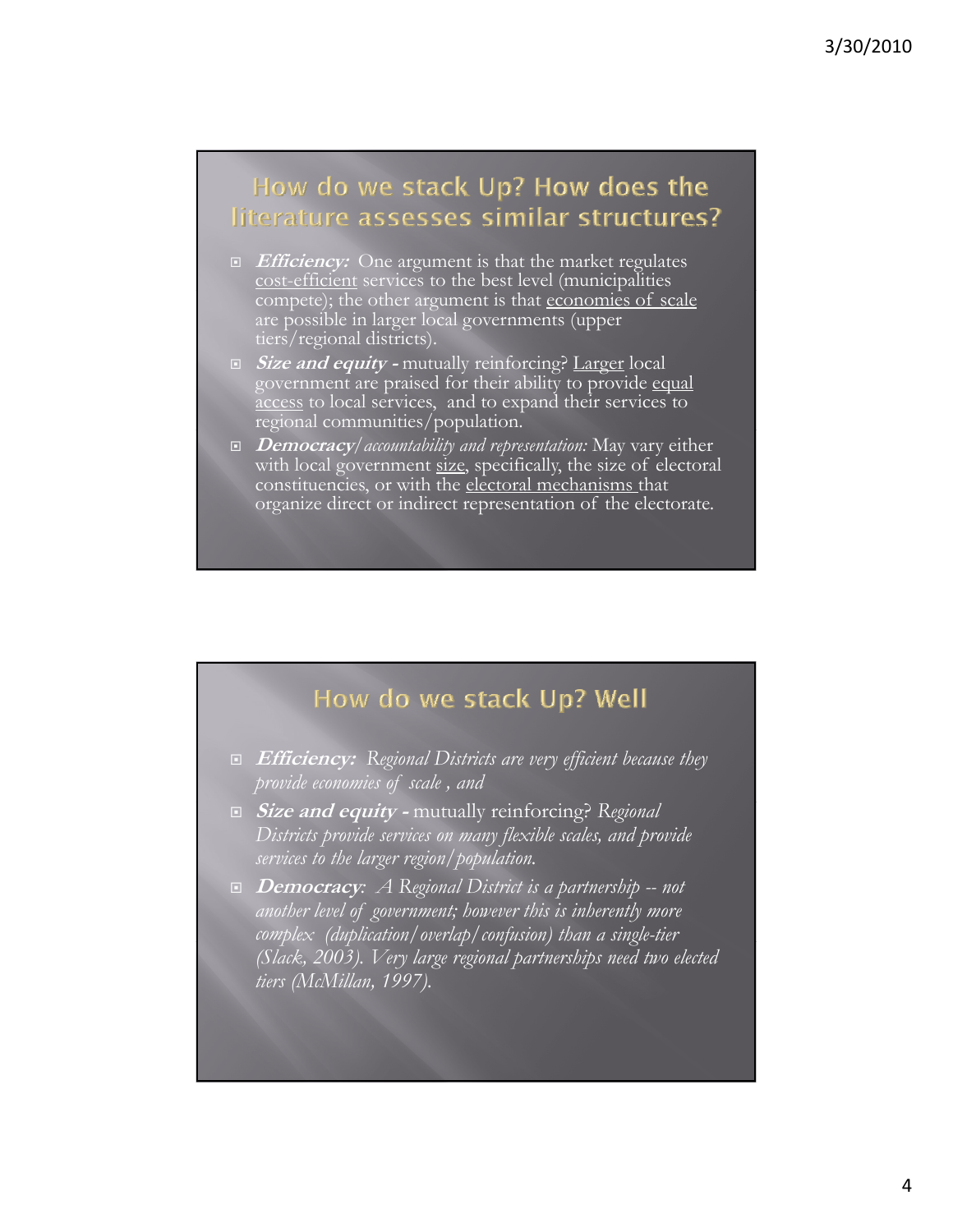## How do we stack Up? How does the literature assesses similar structures?

- ***Efficiency:*** One argument is that the market regulates cost-efficient services to the best level (municipalities compete); the other argument is that economies of scale are possible in larger local governments (upper tiers/regional districts).
- ***Size and equity -*** mutually reinforcing? Larger local government are praised for their ability to provide equal access to local services, and to expand their services to regional communities/population.
- ***Democracy****/ accountability and representation:* May vary either with local government size, specifically, the size of electoral constituencies, or with the electoral mechanisms that organize direct or indirect representation of the electorate.

## How do we stack Up? Well

- ***Efficiency:*** *Regional Districts are very efficient because they provide economies of scale , and*
- ***Size and equity -*** mutually reinforcing? *Regional Districts provide services on many flexible scales, and provide services to the larger region/population.*
- ***Democracy****: A Regional District is a partnership -- not another level of government; however this is inherently more complex (duplication/overlap/confusion) than a single-tier (Slack, 2003). Very large regional partnerships need two elected tiers (McMillan, 1997).*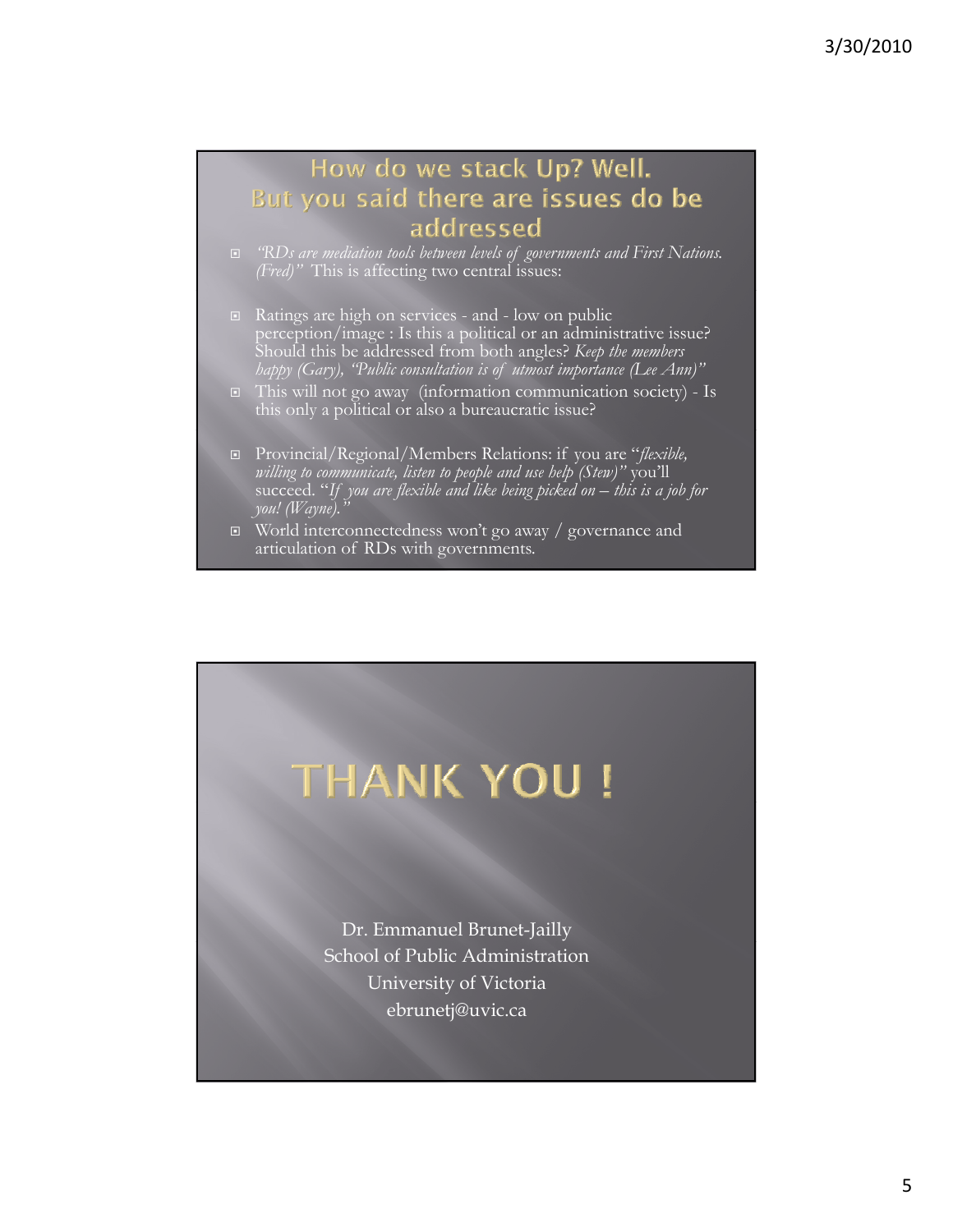## How do we stack Up? Well. But you said there are issues do be addressed

- *"RDs are mediation tools between levels of governments and First Nations. (Fred)"* This is affecting two central issues:

- Ratings are high on services - and - low on public perception/image : Is this a political or an administrative issue? Should this be addressed from both angles? *Keep the members happy (Gary), "Public consultation is of utmost importance (Lee Ann)"*
- This will not go away (information communication society) - Is this only a political or also a bureaucratic issue?

- Provincial/Regional/Members Relations: if you are "*flexible, willing to communicate, listen to people and use help (Stew)"* you'll succeed. "*If you are flexible and like being picked on – this is a job for you! (Wayne)."*
- World interconnectedness won't go away / governance and articulation of RDs with governments.

## THANK YOU !

Dr. Emmanuel Brunet-Jailly
School of Public Administration
University of Victoria
ebrunetj@uvic.ca